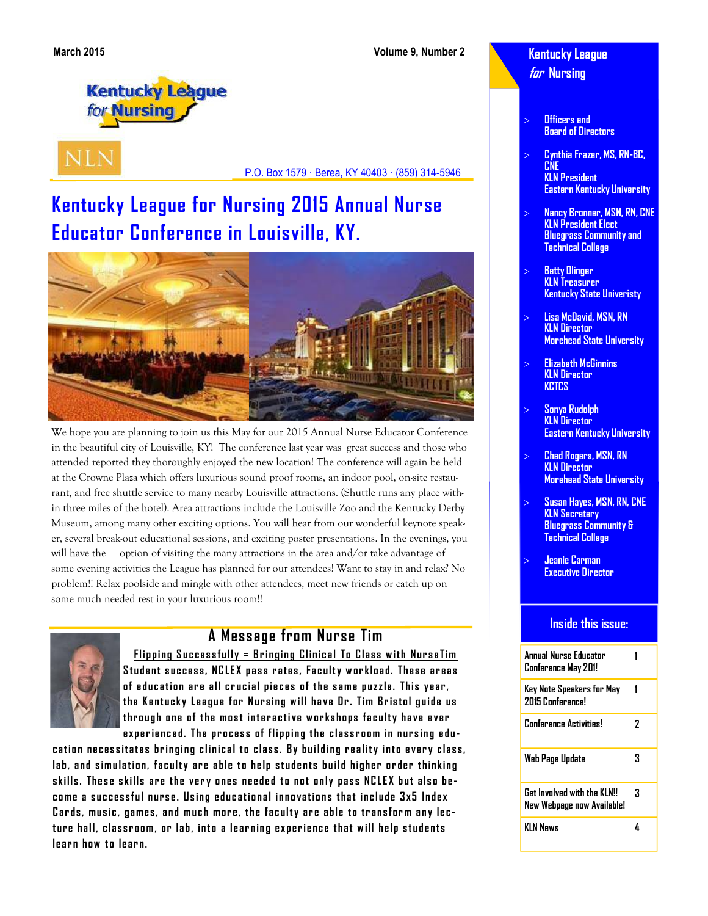March 2015 Volume 9, Number 2

Kentucky League for Nursing

NLN

P.O. Box 1579 · Berea, KY 40403 · (859) 314-5946

# Kentucky League for Nursing 2015 Annual Nurse Educator Conference in Louisville, KY.

We hope you are planning to join us this May for our 2015 Annual Nurse Educator Conference in the beautiful city of Louisville, KY! The conference last year was great success and those who attended reported they thoroughly enjoyed the new location! The conference will again be held at the Crowne Plaza which offers luxurious sound proof rooms, an indoor pool, on-site restaurant, and free shuttle service to many nearby Louisville attractions. (Shuttle runs any place within three miles of the hotel). Area attractions include the Louisville Zoo and the Kentucky Derby Museum, among many other exciting options. You will hear from our wonderful keynote speaker, several break-out educational sessions, and exciting poster presentations. In the evenings, you will have the option of visiting the many attractions in the area and/or take advantage of some evening activities the League has planned for our attendees! Want to stay in and relax? No problem!! Relax poolside and mingle with other attendees, meet new friends or catch up on some much needed rest in your luxurious room!!

## A Message from Nurse Tim

**Flipping Successfully = Bringing Clinical To Class with NurseTim**

Student success, NCLEX pass rates, Faculty workload. These areas of education are all crucial pieces of the same puzzle. This year, the Kentucky League for Nursing will have Dr. Tim Bristol guide us through one of the most interactive workshops faculty have ever experienced. The process of flipping the classroom in nursing education necessitates bringing clinical to class. By building reality into every class, lab, and simulation, faculty are able to help students build higher order thinking skills. These skills are the very ones needed to not only pass NCLEX but also become a successful nurse. Using educational innovations that include 3x5 Index Cards, music, games, and much more, the faculty are able to transform any lecture hall, classroom, or lab, into a learning experience that will help students learn how to learn.

## Kentucky League *for* Nursing

- Officers and Board of Directors
- Cynthia Frazer, MS, RN-BC, CNE
  KLN President
  Eastern Kentucky University
- Nancy Bronner, MSN, RN, CNE
  KLN President Elect
  Bluegrass Community and Technical College
- Betty Olinger
  KLN Treasurer
  Kentucky State Univeristy
- Lisa McDavid, MSN, RN
  KLN Director
  Morehead State University
- Elizabeth McGinnins
  KLN Director
  KCTCS
- Sonya Rudolph
  KLN Director
  Eastern Kentucky University
- Chad Rogers, MSN, RN
  KLN Director
  Morehead State University
- Susan Hayes, MSN, RN, CNE
  KLN Secretary
  Bluegrass Community & Technical College
- Jeanie Carman
  Executive Director

## Inside this issue:

| | |
|---|---|
| Annual Nurse Educator Conference May 20l! | 1 |
| Key Note Speakers for May 2015 Conference! | 1 |
| Conference Activities! | 2 |
| Web Page Update | 3 |
| Get Involved with the KLN!! New Webpage now Available! | 3 |
| KLN News | 4 |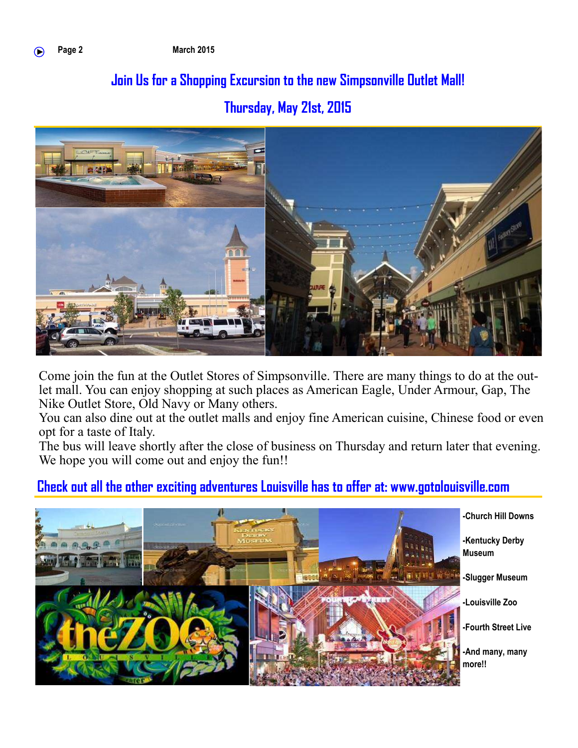## Join Us for a Shopping Excursion to the new Simpsonville Outlet Mall!

## Thursday, May 21st, 2015

Come join the fun at the Outlet Stores of Simpsonville. There are many things to do at the outlet mall. You can enjoy shopping at such places as American Eagle, Under Armour, Gap, The Nike Outlet Store, Old Navy or Many others.

You can also dine out at the outlet malls and enjoy fine American cuisine, Chinese food or even opt for a taste of Italy.

The bus will leave shortly after the close of business on Thursday and return later that evening. We hope you will come out and enjoy the fun!!

## Check out all the other exciting adventures Louisville has to offer at: www.gotolouisville.com

**-Church Hill Downs**

**-Kentucky Derby Museum**

**-Slugger Museum**

**-Louisville Zoo**

**-Fourth Street Live**

**-And many, many more!!**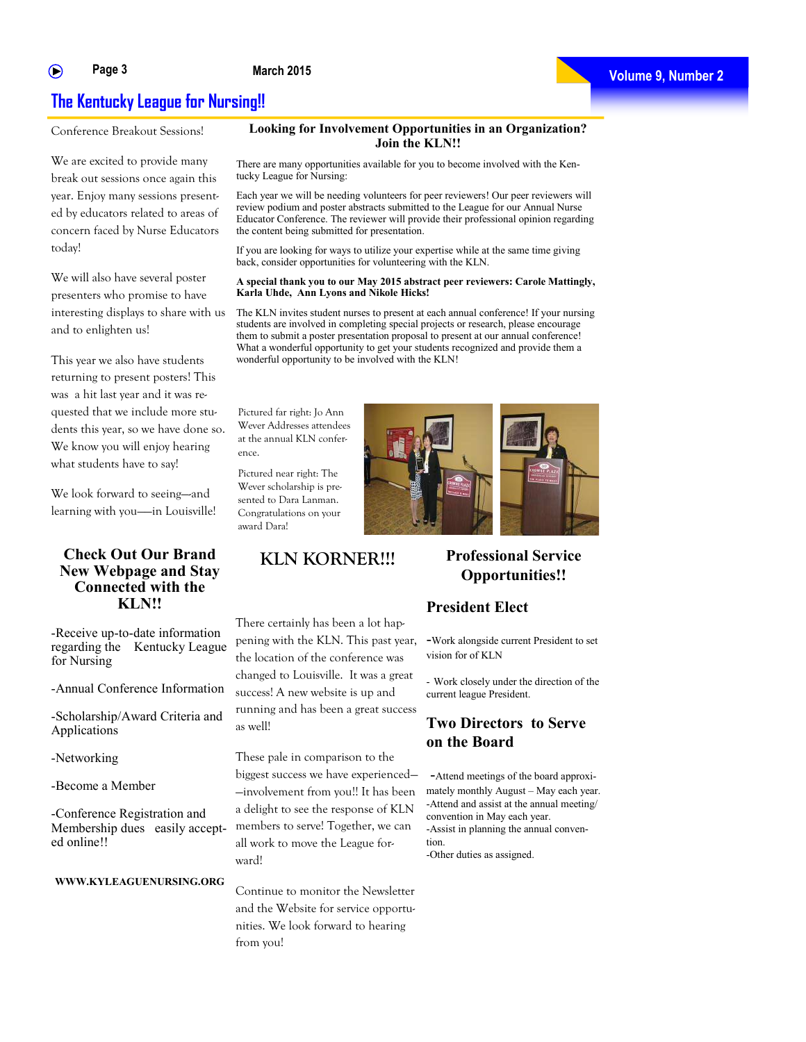# The Kentucky League for Nursing!!

Conference Breakout Sessions!

We are excited to provide many break out sessions once again this year. Enjoy many sessions presented by educators related to areas of concern faced by Nurse Educators today!

We will also have several poster presenters who promise to have interesting displays to share with us and to enlighten us!

This year we also have students returning to present posters! This was a hit last year and it was requested that we include more students this year, so we have done so. We know you will enjoy hearing what students have to say!

We look forward to seeing—and learning with you—in Louisville!

## Check Out Our Brand New Webpage and Stay Connected with the KLN!!

-Receive up-to-date information regarding the Kentucky League for Nursing

-Annual Conference Information

-Scholarship/Award Criteria and Applications

-Networking

-Become a Member

-Conference Registration and Membership dues easily accepted online!!

**WWW.KYLEAGUENURSING.ORG**

## Looking for Involvement Opportunities in an Organization? Join the KLN!!

There are many opportunities available for you to become involved with the Kentucky League for Nursing:

Each year we will be needing volunteers for peer reviewers! Our peer reviewers will review podium and poster abstracts submitted to the League for our Annual Nurse Educator Conference. The reviewer will provide their professional opinion regarding the content being submitted for presentation.

If you are looking for ways to utilize your expertise while at the same time giving back, consider opportunities for volunteering with the KLN.

**A special thank you to our May 2015 abstract peer reviewers: Carole Mattingly, Karla Uhde, Ann Lyons and Nikole Hicks!**

The KLN invites student nurses to present at each annual conference! If your nursing students are involved in completing special projects or research, please encourage them to submit a poster presentation proposal to present at our annual conference! What a wonderful opportunity to get your students recognized and provide them a wonderful opportunity to be involved with the KLN!

Pictured far right: Jo Ann Wever Addresses attendees at the annual KLN conference.

Pictured near right: The Wever scholarship is presented to Dara Lanman. Congratulations on your award Dara!

## KLN KORNER!!!

There certainly has been a lot happening with the KLN. This past year, the location of the conference was changed to Louisville. It was a great success! A new website is up and running and has been a great success as well!

These pale in comparison to the biggest success we have experienced——involvement from you!! It has been a delight to see the response of KLN members to serve! Together, we can all work to move the League forward!

Continue to monitor the Newsletter and the Website for service opportunities. We look forward to hearing from you!

## Professional Service Opportunities!!

### President Elect

-Work alongside current President to set vision for of KLN

- Work closely under the direction of the current league President.

### Two Directors to Serve on the Board

-Attend meetings of the board approximately monthly August – May each year.
-Attend and assist at the annual meeting/convention in May each year.
-Assist in planning the annual convention.
-Other duties as assigned.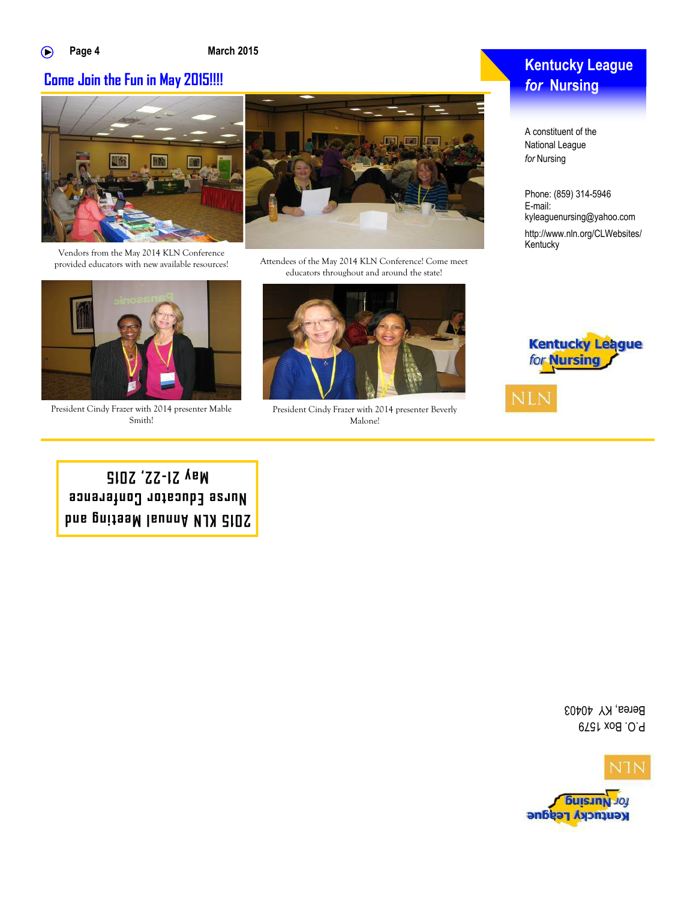## Come Join the Fun in May 2015!!!!

Vendors from the May 2014 KLN Conference provided educators with new available resources!

Attendees of the May 2014 KLN Conference! Come meet educators throughout and around the state!

President Cindy Frazer with 2014 presenter Mable Smith!

President Cindy Frazer with 2014 presenter Beverly Malone!

**Kentucky League *for* Nursing**

A constituent of the National League *for* Nursing

Phone: (859) 314-5946
E-mail: kyleaguenursing@yahoo.com
http://www.nln.org/CLWebsites/Kentucky

2015 KLN Annual Meeting and Nurse Educator Conference
May 21-22, 2015

P.O. Box 1579
Berea, KY 40403